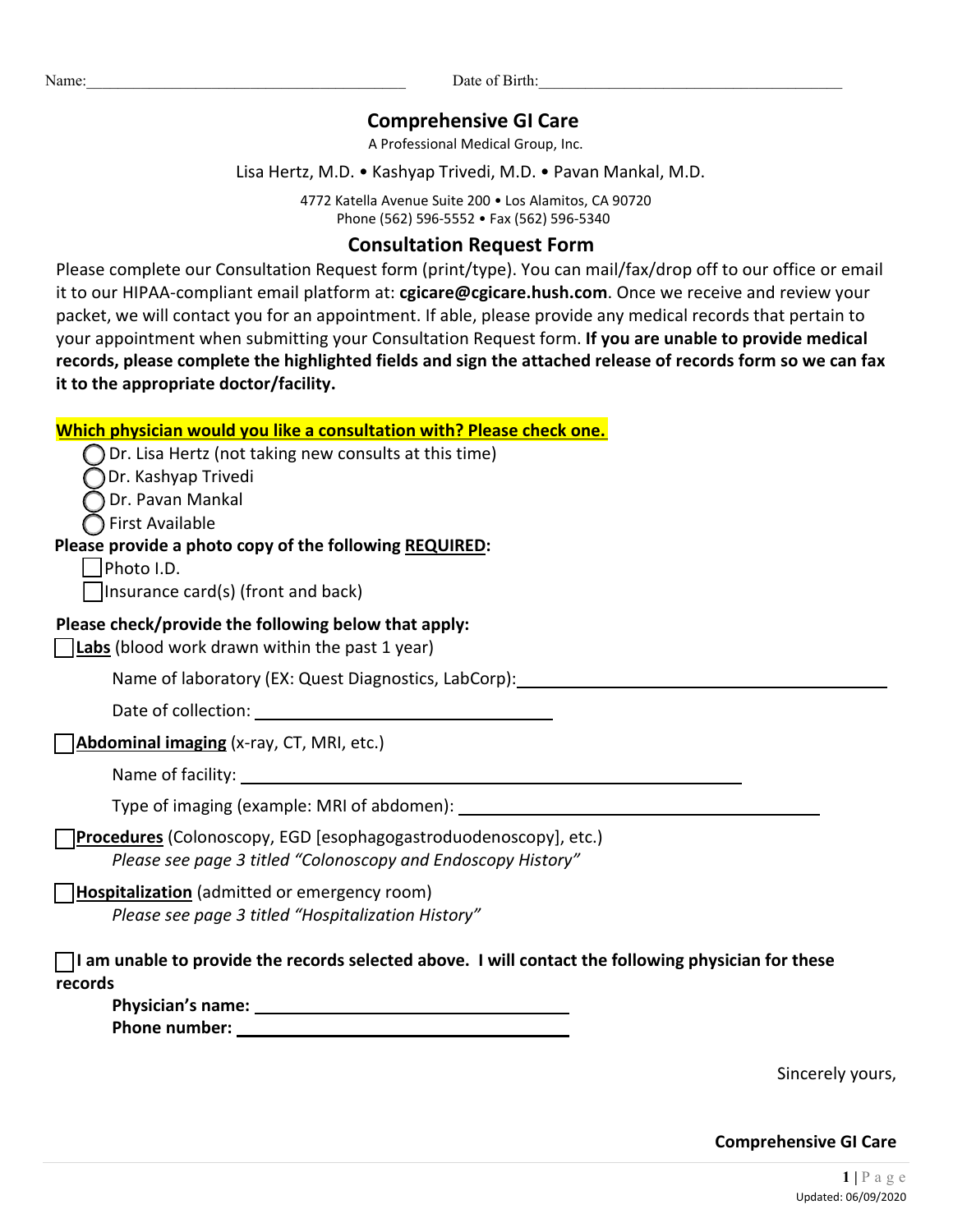Name:________________________________________ Date of Birth:______________________________________

# Comprehensive GI Care

A Professional Medical Group, Inc.

Lisa Hertz, M.D. • Kashyap Trivedi, M.D. • Pavan Mankal, M.D.

4772 Katella Avenue Suite 200 • Los Alamitos, CA 90720
Phone (562) 596-5552 • Fax (562) 596-5340

## Consultation Request Form

Please complete our Consultation Request form (print/type). You can mail/fax/drop off to our office or email it to our HIPAA-compliant email platform at: **cgicare@cgicare.hush.com**. Once we receive and review your packet, we will contact you for an appointment. If able, please provide any medical records that pertain to your appointment when submitting your Consultation Request form. **If you are unable to provide medical records, please complete the highlighted fields and sign the attached release of records form so we can fax it to the appropriate doctor/facility.**

**Which physician would you like a consultation with? Please check one.**

- ◯ Dr. Lisa Hertz (not taking new consults at this time)
- ◯ Dr. Kashyap Trivedi
- ◯ Dr. Pavan Mankal
- ◯ First Available

**Please provide a photo copy of the following REQUIRED:**

- ☐ Photo I.D.
- ☐ Insurance card(s) (front and back)

**Please check/provide the following below that apply:**

☐ **Labs** (blood work drawn within the past 1 year)

Name of laboratory (EX: Quest Diagnostics, LabCorp): ________________________________________

Date of collection: ______________________________

☐ **Abdominal imaging** (x-ray, CT, MRI, etc.)

Name of facility: ________________________________________________

Type of imaging (example: MRI of abdomen): ____________________________________

☐ **Procedures** (Colonoscopy, EGD [esophagogastroduodenoscopy], etc.)

*Please see page 3 titled "Colonoscopy and Endoscopy History"*

☐ **Hospitalization** (admitted or emergency room)

*Please see page 3 titled "Hospitalization History"*

☐ **I am unable to provide the records selected above. I will contact the following physician for these records**

**Physician's name:** ______________________________

**Phone number:** ________________________________

Sincerely yours,

**Comprehensive GI Care**

Updated: 06/09/2020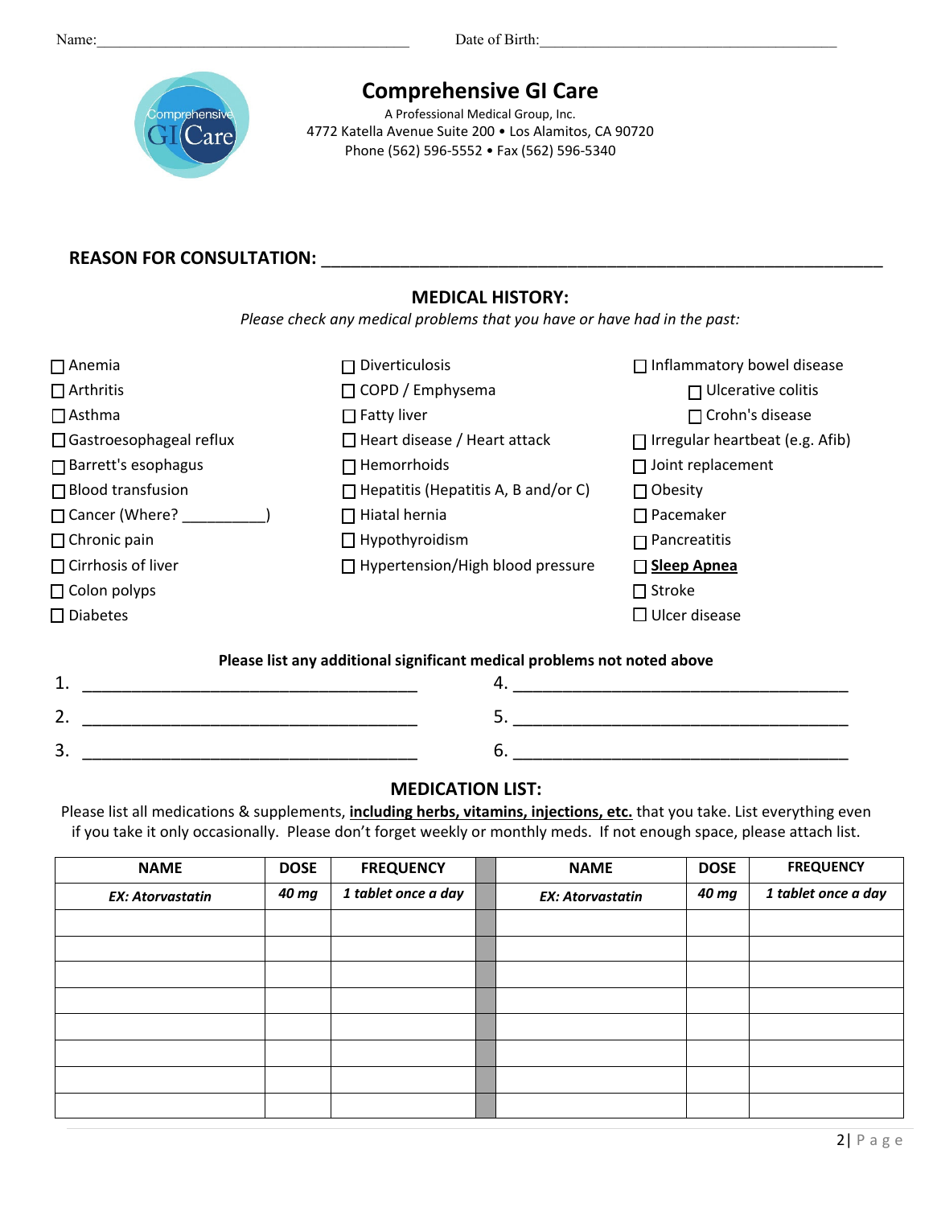Name:________________________________________ Date of Birth:______________________________________

## Comprehensive GI Care

A Professional Medical Group, Inc.
4772 Katella Avenue Suite 200 • Los Alamitos, CA 90720
Phone (562) 596-5552 • Fax (562) 596-5340

**REASON FOR CONSULTATION:** ______________________________________________________________

### MEDICAL HISTORY:

*Please check any medical problems that you have or have had in the past:*

- ☐ Anemia
- ☐ Arthritis
- ☐ Asthma
- ☐ Gastroesophageal reflux
- ☐ Barrett's esophagus
- ☐ Blood transfusion
- ☐ Cancer (Where? __________)
- ☐ Chronic pain
- ☐ Cirrhosis of liver
- ☐ Colon polyps
- ☐ Diabetes
- ☐ Diverticulosis
- ☐ COPD / Emphysema
- ☐ Fatty liver
- ☐ Heart disease / Heart attack
- ☐ Hemorrhoids
- ☐ Hepatitis (Hepatitis A, B and/or C)
- ☐ Hiatal hernia
- ☐ Hypothyroidism
- ☐ Hypertension/High blood pressure
- ☐ Inflammatory bowel disease
  - ☐ Ulcerative colitis
  - ☐ Crohn's disease
- ☐ Irregular heartbeat (e.g. Afib)
- ☐ Joint replacement
- ☐ Obesity
- ☐ Pacemaker
- ☐ Pancreatitis
- ☐ **Sleep Apnea**
- ☐ Stroke
- ☐ Ulcer disease

**Please list any additional significant medical problems not noted above**

1. ____________________________________
2. ____________________________________
3. ____________________________________
4. ____________________________________
5. ____________________________________
6. ____________________________________

### MEDICATION LIST:

Please list all medications & supplements, **including herbs, vitamins, injections, etc.** that you take. List everything even if you take it only occasionally. Please don't forget weekly or monthly meds. If not enough space, please attach list.

| NAME | DOSE | FREQUENCY | | NAME | DOSE | FREQUENCY |
|---|---|---|---|---|---|---|
| *EX: Atorvastatin* | *40 mg* | *1 tablet once a day* | | *EX: Atorvastatin* | *40 mg* | *1 tablet once a day* |
| | | | | | | |
| | | | | | | |
| | | | | | | |
| | | | | | | |
| | | | | | | |
| | | | | | | |
| | | | | | | |
| | | | | | | |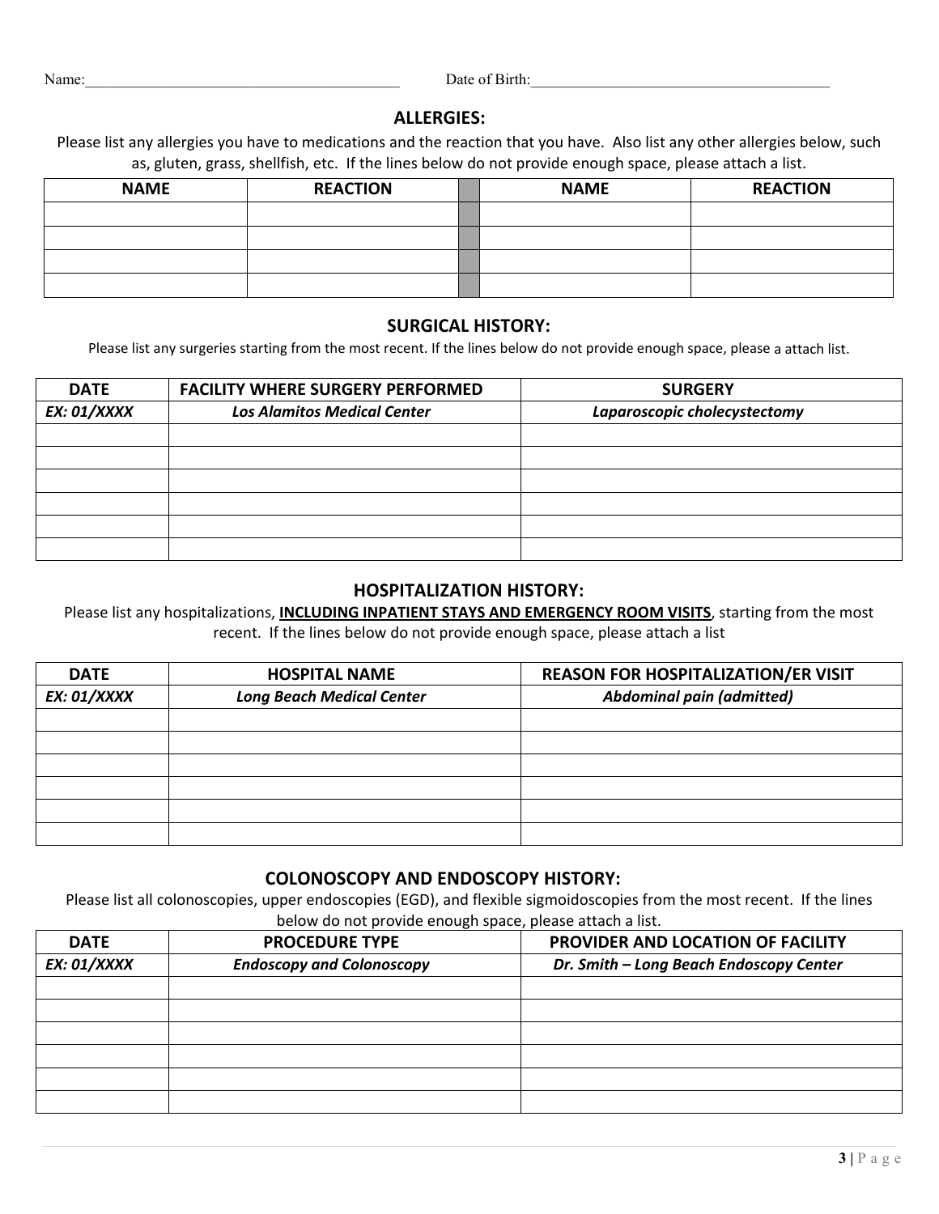Name:________________________________________ Date of Birth:________________________________________

## ALLERGIES:

Please list any allergies you have to medications and the reaction that you have. Also list any other allergies below, such as, gluten, grass, shellfish, etc. If the lines below do not provide enough space, please attach a list.

| NAME | REACTION | | NAME | REACTION |
|---|---|---|---|---|
| | | | | |
| | | | | |
| | | | | |
| | | | | |

## SURGICAL HISTORY:

Please list any surgeries starting from the most recent. If the lines below do not provide enough space, please a attach list.

| DATE | FACILITY WHERE SURGERY PERFORMED | SURGERY |
|---|---|---|
| ***EX: 01/XXXX*** | ***Los Alamitos Medical Center*** | ***Laparoscopic cholecystectomy*** |
| | | |
| | | |
| | | |
| | | |
| | | |
| | | |

## HOSPITALIZATION HISTORY:

Please list any hospitalizations, **INCLUDING INPATIENT STAYS AND EMERGENCY ROOM VISITS**, starting from the most recent. If the lines below do not provide enough space, please attach a list

| DATE | HOSPITAL NAME | REASON FOR HOSPITALIZATION/ER VISIT |
|---|---|---|
| ***EX: 01/XXXX*** | ***Long Beach Medical Center*** | ***Abdominal pain (admitted)*** |
| | | |
| | | |
| | | |
| | | |
| | | |
| | | |

## COLONOSCOPY AND ENDOSCOPY HISTORY:

Please list all colonoscopies, upper endoscopies (EGD), and flexible sigmoidoscopies from the most recent. If the lines below do not provide enough space, please attach a list.

| DATE | PROCEDURE TYPE | PROVIDER AND LOCATION OF FACILITY |
|---|---|---|
| ***EX: 01/XXXX*** | ***Endoscopy and Colonoscopy*** | ***Dr. Smith – Long Beach Endoscopy Center*** |
| | | |
| | | |
| | | |
| | | |
| | | |
| | | |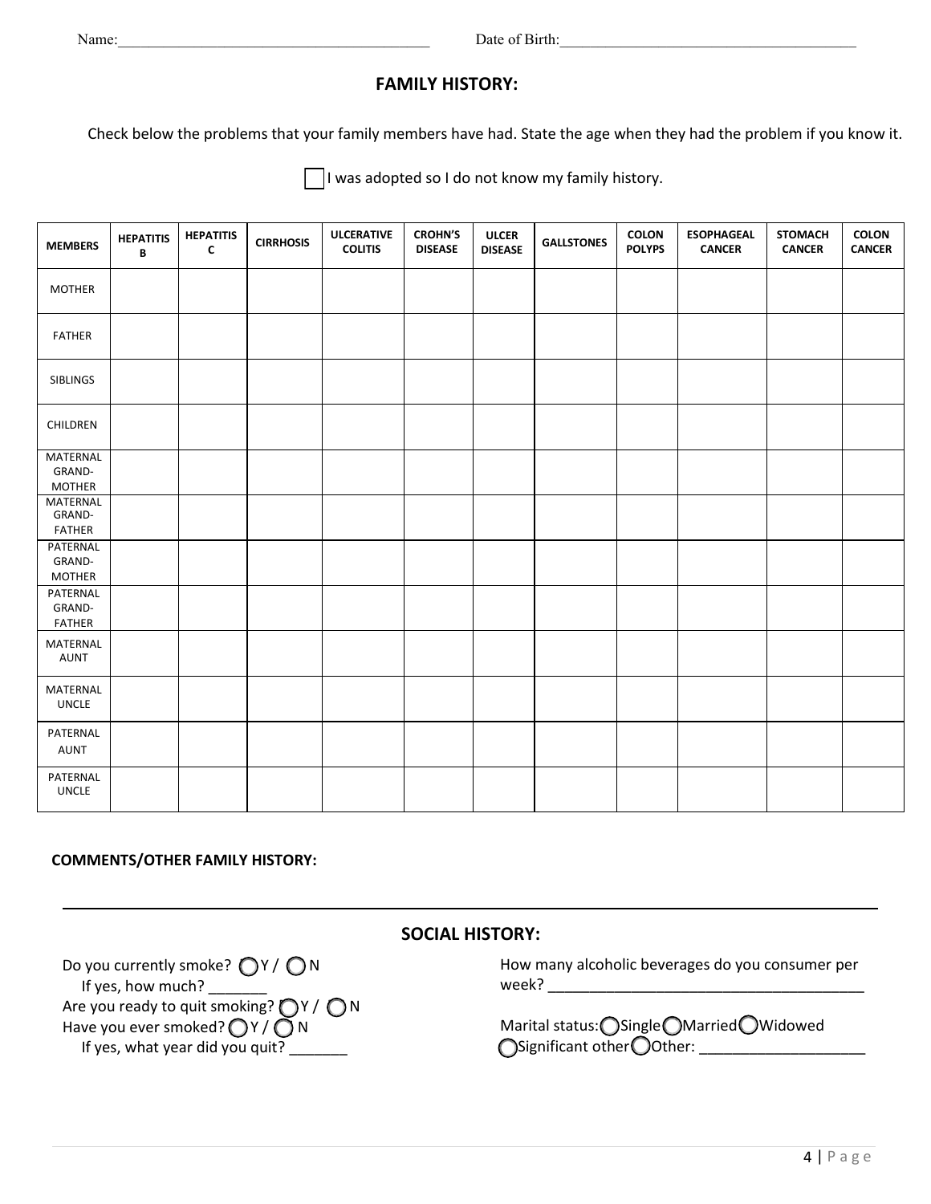Name:_________________________________________ Date of Birth:_______________________________________

## FAMILY HISTORY:

Check below the problems that your family members have had. State the age when they had the problem if you know it.

☐ I was adopted so I do not know my family history.

| MEMBERS | HEPATITIS B | HEPATITIS C | CIRRHOSIS | ULCERATIVE COLITIS | CROHN'S DISEASE | ULCER DISEASE | GALLSTONES | COLON POLYPS | ESOPHAGEAL CANCER | STOMACH CANCER | COLON CANCER |
|---|---|---|---|---|---|---|---|---|---|---|---|
| MOTHER | | | | | | | | | | | |
| FATHER | | | | | | | | | | | |
| SIBLINGS | | | | | | | | | | | |
| CHILDREN | | | | | | | | | | | |
| MATERNAL GRAND-MOTHER | | | | | | | | | | | |
| MATERNAL GRAND-FATHER | | | | | | | | | | | |
| PATERNAL GRAND-MOTHER | | | | | | | | | | | |
| PATERNAL GRAND-FATHER | | | | | | | | | | | |
| MATERNAL AUNT | | | | | | | | | | | |
| MATERNAL UNCLE | | | | | | | | | | | |
| PATERNAL AUNT | | | | | | | | | | | |
| PATERNAL UNCLE | | | | | | | | | | | |

**COMMENTS/OTHER FAMILY HISTORY:**

___

## SOCIAL HISTORY:

Do you currently smoke? ◯Y / ◯N
If yes, how much? _______
Are you ready to quit smoking? ◯Y / ◯N
Have you ever smoked? ◯Y / ◯N
If yes, what year did you quit? _______

How many alcoholic beverages do you consumer per week? _______________________________________

Marital status: ◯Single ◯Married ◯Widowed ◯Significant other ◯Other: ____________________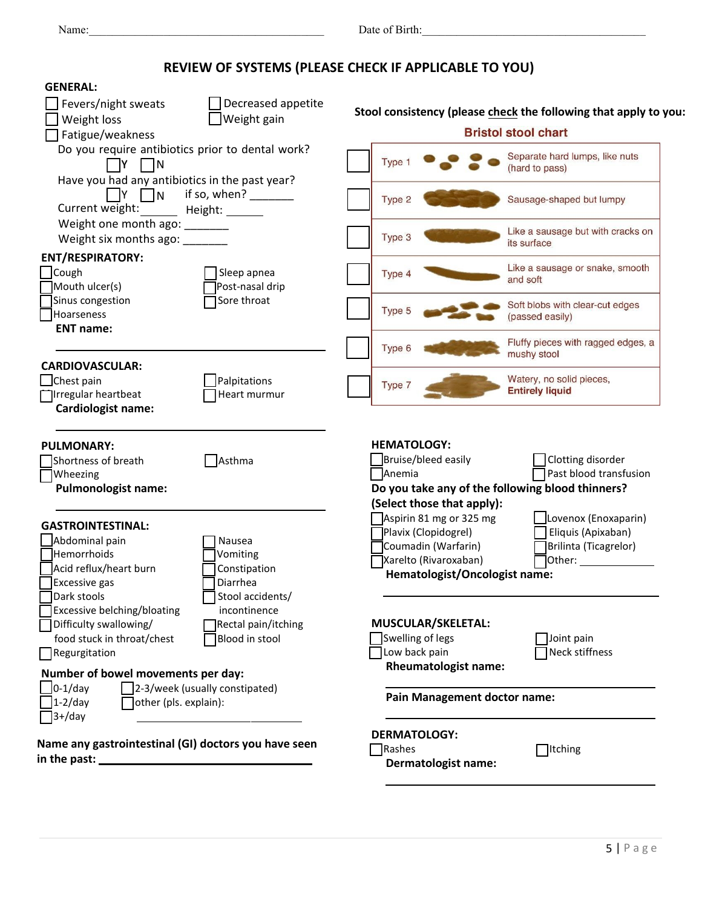Name:_________________________________________ Date of Birth:_________________________________________

## REVIEW OF SYSTEMS (PLEASE CHECK IF APPLICABLE TO YOU)

### GENERAL:

- ☐ Fevers/night sweats
- ☐ Decreased appetite
- ☐ Weight loss
- ☐ Weight gain
- ☐ Fatigue/weakness

Do you require antibiotics prior to dental work? ☐Y ☐N

Have you had any antibiotics in the past year? ☐Y ☐N if so, when? _______

Current weight: ______ Height: ______

Weight one month ago: _______

Weight six months ago: _______

### ENT/RESPIRATORY:

- ☐ Cough
- ☐ Sleep apnea
- ☐ Mouth ulcer(s)
- ☐ Post-nasal drip
- ☐ Sinus congestion
- ☐ Sore throat
- ☐ Hoarseness

**ENT name:**

_________________________________________

### CARDIOVASCULAR:

- ☐ Chest pain
- ☐ Palpitations
- ☐ Irregular heartbeat
- ☐ Heart murmur

**Cardiologist name:**

_________________________________________

### PULMONARY:

- ☐ Shortness of breath
- ☐ Asthma
- ☐ Wheezing

**Pulmonologist name:**

_________________________________________

### GASTROINTESTINAL:

- ☐ Abdominal pain
- ☐ Nausea
- ☐ Hemorrhoids
- ☐ Vomiting
- ☐ Acid reflux/heart burn
- ☐ Constipation
- ☐ Excessive gas
- ☐ Diarrhea
- ☐ Dark stools
- ☐ Stool accidents/ incontinence
- ☐ Excessive belching/bloating
- ☐ Difficulty swallowing/ food stuck in throat/chest
- ☐ Rectal pain/itching
- ☐ Blood in stool
- ☐ Regurgitation

**Number of bowel movements per day:**

- ☐ 0-1/day
- ☐ 2-3/week (usually constipated)
- ☐ 1-2/day
- ☐ other (pls. explain): _____________________
- ☐ 3+/day

**Name any gastrointestinal (GI) doctors you have seen in the past:** ______________________________

**Stool consistency (please check the following that apply to you:**

**Bristol stool chart**

| | Type | Description |
|---|---|---|
| ☐ | Type 1 | Separate hard lumps, like nuts (hard to pass) |
| ☐ | Type 2 | Sausage-shaped but lumpy |
| ☐ | Type 3 | Like a sausage but with cracks on its surface |
| ☐ | Type 4 | Like a sausage or snake, smooth and soft |
| ☐ | Type 5 | Soft blobs with clear-cut edges (passed easily) |
| ☐ | Type 6 | Fluffy pieces with ragged edges, a mushy stool |
| ☐ | Type 7 | Watery, no solid pieces, **Entirely liquid** |

### HEMATOLOGY:

- ☐ Bruise/bleed easily
- ☐ Clotting disorder
- ☐ Anemia
- ☐ Past blood transfusion

**Do you take any of the following blood thinners? (Select those that apply):**

- ☐ Aspirin 81 mg or 325 mg
- ☐ Lovenox (Enoxaparin)
- ☐ Plavix (Clopidogrel)
- ☐ Eliquis (Apixaban)
- ☐ Coumadin (Warfarin)
- ☐ Brilinta (Ticagrelor)
- ☐ Xarelto (Rivaroxaban)
- ☐ Other: ___________

**Hematologist/Oncologist name:**

_________________________________________

### MUSCULAR/SKELETAL:

- ☐ Swelling of legs
- ☐ Joint pain
- ☐ Low back pain
- ☐ Neck stiffness

**Rheumatologist name:**

_________________________________________

**Pain Management doctor name:**

_________________________________________

### DERMATOLOGY:

- ☐ Rashes
- ☐ Itching

**Dermatologist name:**

_________________________________________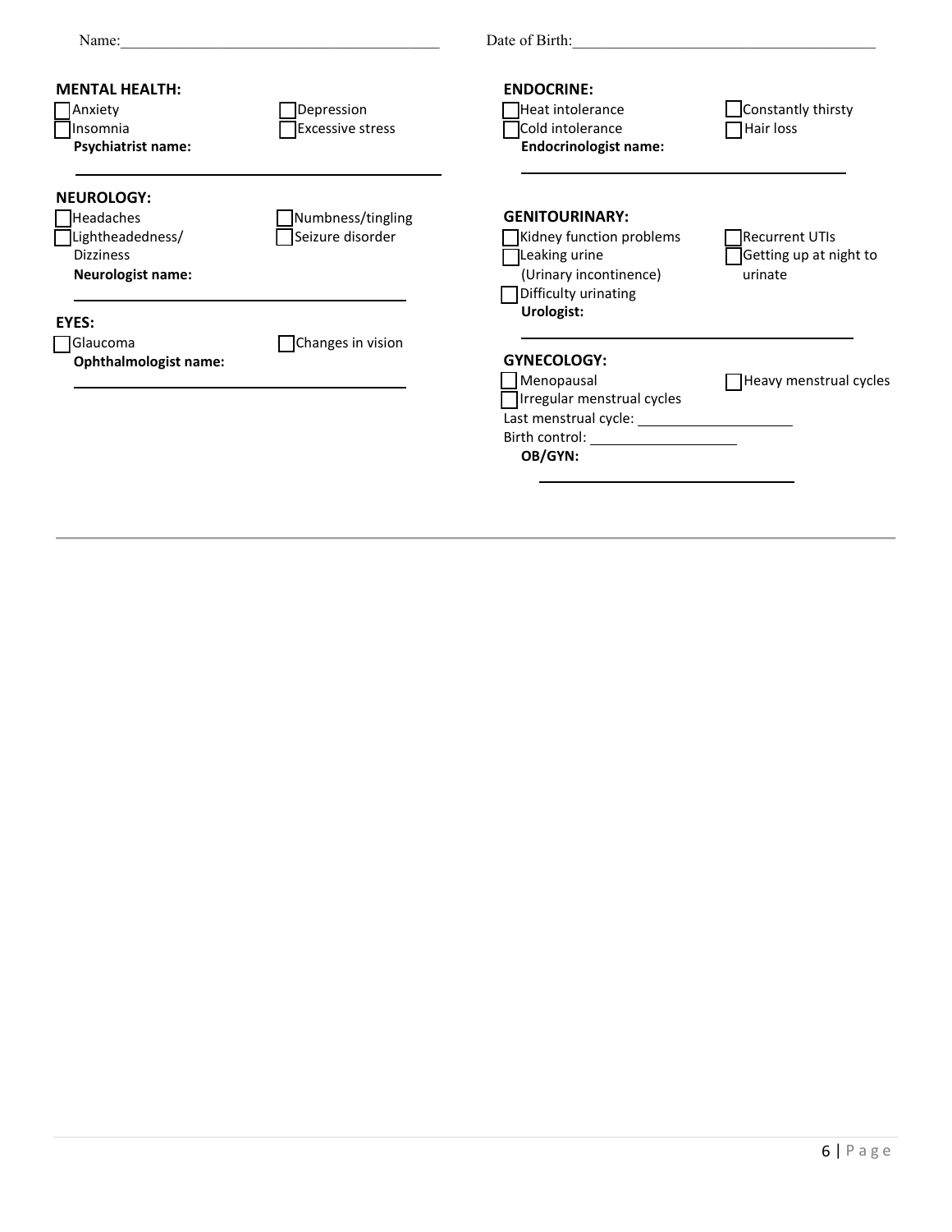Name:________________________________________ Date of Birth:________________________________________

**MENTAL HEALTH:**

- [ ] Anxiety
- [ ] Depression
- [ ] Insomnia
- [ ] Excessive stress

**Psychiatrist name:** ________________________________________

**NEUROLOGY:**

- [ ] Headaches
- [ ] Numbness/tingling
- [ ] Lightheadedness/ Dizziness
- [ ] Seizure disorder

**Neurologist name:** ________________________________________

**EYES:**

- [ ] Glaucoma
- [ ] Changes in vision

**Ophthalmologist name:** ________________________________________

**ENDOCRINE:**

- [ ] Heat intolerance
- [ ] Constantly thirsty
- [ ] Cold intolerance
- [ ] Hair loss

**Endocrinologist name:** ________________________________________

**GENITOURINARY:**

- [ ] Kidney function problems
- [ ] Recurrent UTIs
- [ ] Leaking urine (Urinary incontinence)
- [ ] Getting up at night to urinate
- [ ] Difficulty urinating

**Urologist:** ________________________________________

**GYNECOLOGY:**

- [ ] Menopausal
- [ ] Heavy menstrual cycles
- [ ] Irregular menstrual cycles

Last menstrual cycle: ____________________

Birth control: ____________________

**OB/GYN:** ________________________________________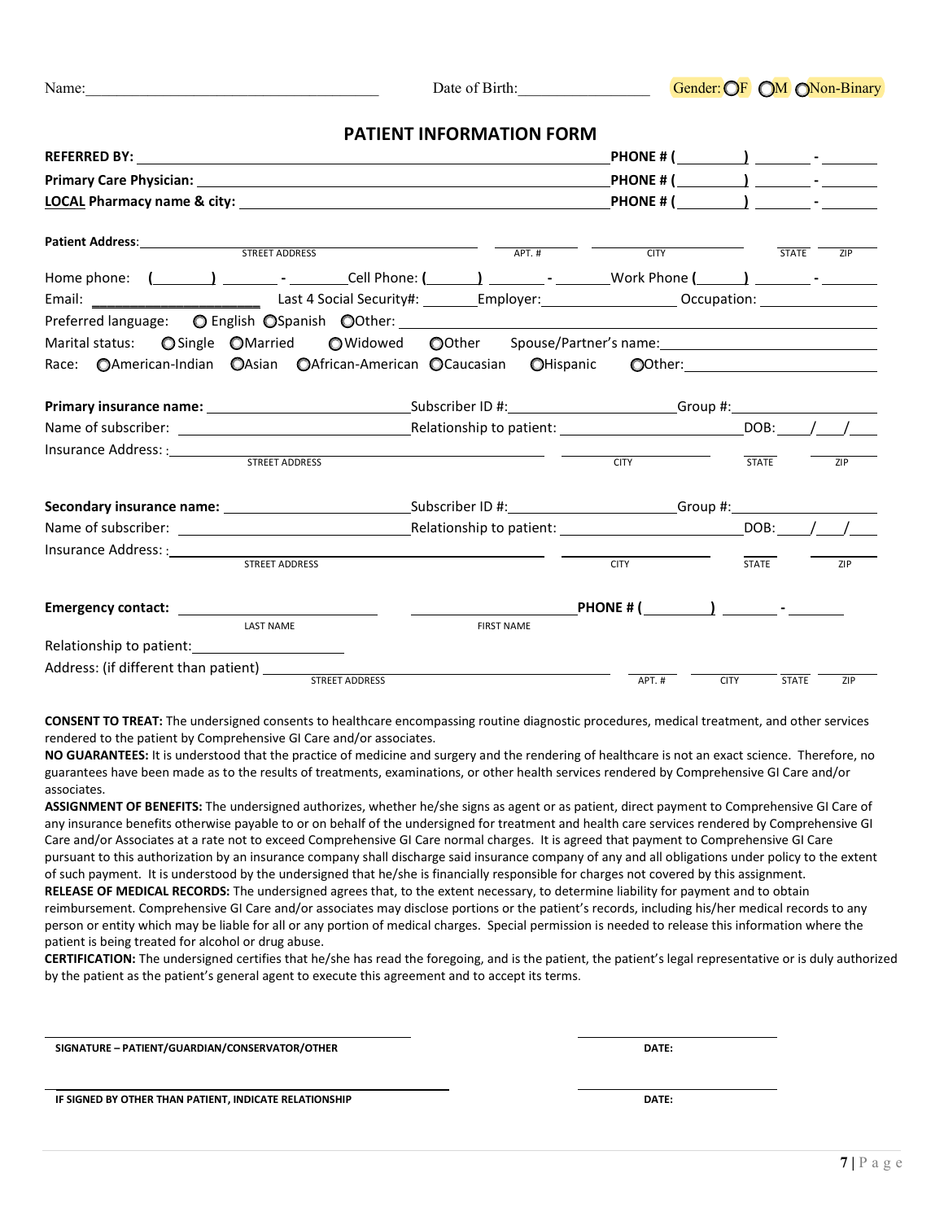Name:______________________________________ Date of Birth:_________________ Gender: ◯F ◯M ◯Non-Binary

## PATIENT INFORMATION FORM

**REFERRED BY:** ______________________________________________ **PHONE # (\_\_\_\_\_\_\_\_) \_\_\_\_\_\_\_ - \_\_\_\_\_\_\_**

**Primary Care Physician:** ______________________________________ **PHONE # (\_\_\_\_\_\_\_\_) \_\_\_\_\_\_\_ - \_\_\_\_\_\_\_**

**LOCAL Pharmacy name & city:** __________________________________ **PHONE # (\_\_\_\_\_\_\_\_) \_\_\_\_\_\_\_ - \_\_\_\_\_\_\_**

**Patient Address:** ______________________________ ________ ______________ ______ ______
STREET ADDRESS APT. # CITY STATE ZIP

Home phone: (\_\_\_\_\_\_\_\_) \_\_\_\_\_\_\_ - \_\_\_\_\_\_\_ Cell Phone: (\_\_\_\_\_\_\_) \_\_\_\_\_\_\_ - \_\_\_\_\_\_\_ Work Phone (\_\_\_\_\_\_) \_\_\_\_\_\_\_ - \_\_\_\_\_\_\_

Email: ____________________ Last 4 Social Security#: _______ Employer:________________ Occupation: _______________

Preferred language: ◯ English ◯Spanish ◯Other: ______________________________________________

Marital status: ◯Single ◯Married ◯Widowed ◯Other Spouse/Partner's name:_________________________

Race: ◯American-Indian ◯Asian ◯African-American ◯Caucasian ◯Hispanic ◯Other:_____________________

**Primary insurance name:** ________________________ Subscriber ID #:____________________ Group #:_________________

Name of subscriber: ___________________________ Relationship to patient: ______________________ DOB:____/____/____

Insurance Address: :_______________________________________ ________________ ______ ______
STREET ADDRESS CITY STATE ZIP

**Secondary insurance name:** ______________________ Subscriber ID #:____________________ Group #:_________________

Name of subscriber: ___________________________ Relationship to patient: ______________________ DOB:____/____/____

Insurance Address: :_______________________________________ ________________ ______ ______
STREET ADDRESS CITY STATE ZIP

**Emergency contact:** ________________________ ____________________ **PHONE # (\_\_\_\_\_\_\_\_) \_\_\_\_\_\_\_ - \_\_\_\_\_\_\_**
LAST NAME FIRST NAME

Relationship to patient:____________________

Address: (if different than patient) ______________________________ ________ ________ ______ ______
STREET ADDRESS APT. # CITY STATE ZIP

**CONSENT TO TREAT:** The undersigned consents to healthcare encompassing routine diagnostic procedures, medical treatment, and other services rendered to the patient by Comprehensive GI Care and/or associates.

**NO GUARANTEES:** It is understood that the practice of medicine and surgery and the rendering of healthcare is not an exact science. Therefore, no guarantees have been made as to the results of treatments, examinations, or other health services rendered by Comprehensive GI Care and/or associates.

**ASSIGNMENT OF BENEFITS:** The undersigned authorizes, whether he/she signs as agent or as patient, direct payment to Comprehensive GI Care of any insurance benefits otherwise payable to or on behalf of the undersigned for treatment and health care services rendered by Comprehensive GI Care and/or Associates at a rate not to exceed Comprehensive GI Care normal charges. It is agreed that payment to Comprehensive GI Care pursuant to this authorization by an insurance company shall discharge said insurance company of any and all obligations under policy to the extent of such payment. It is understood by the undersigned that he/she is financially responsible for charges not covered by this assignment.

**RELEASE OF MEDICAL RECORDS:** The undersigned agrees that, to the extent necessary, to determine liability for payment and to obtain reimbursement. Comprehensive GI Care and/or associates may disclose portions or the patient's records, including his/her medical records to any person or entity which may be liable for all or any portion of medical charges. Special permission is needed to release this information where the patient is being treated for alcohol or drug abuse.

**CERTIFICATION:** The undersigned certifies that he/she has read the foregoing, and is the patient, the patient's legal representative or is duly authorized by the patient as the patient's general agent to execute this agreement and to accept its terms.

______________________________________________ ______________________
**SIGNATURE – PATIENT/GUARDIAN/CONSERVATOR/OTHER** **DATE:**

______________________________________________ ______________________
**IF SIGNED BY OTHER THAN PATIENT, INDICATE RELATIONSHIP** **DATE:**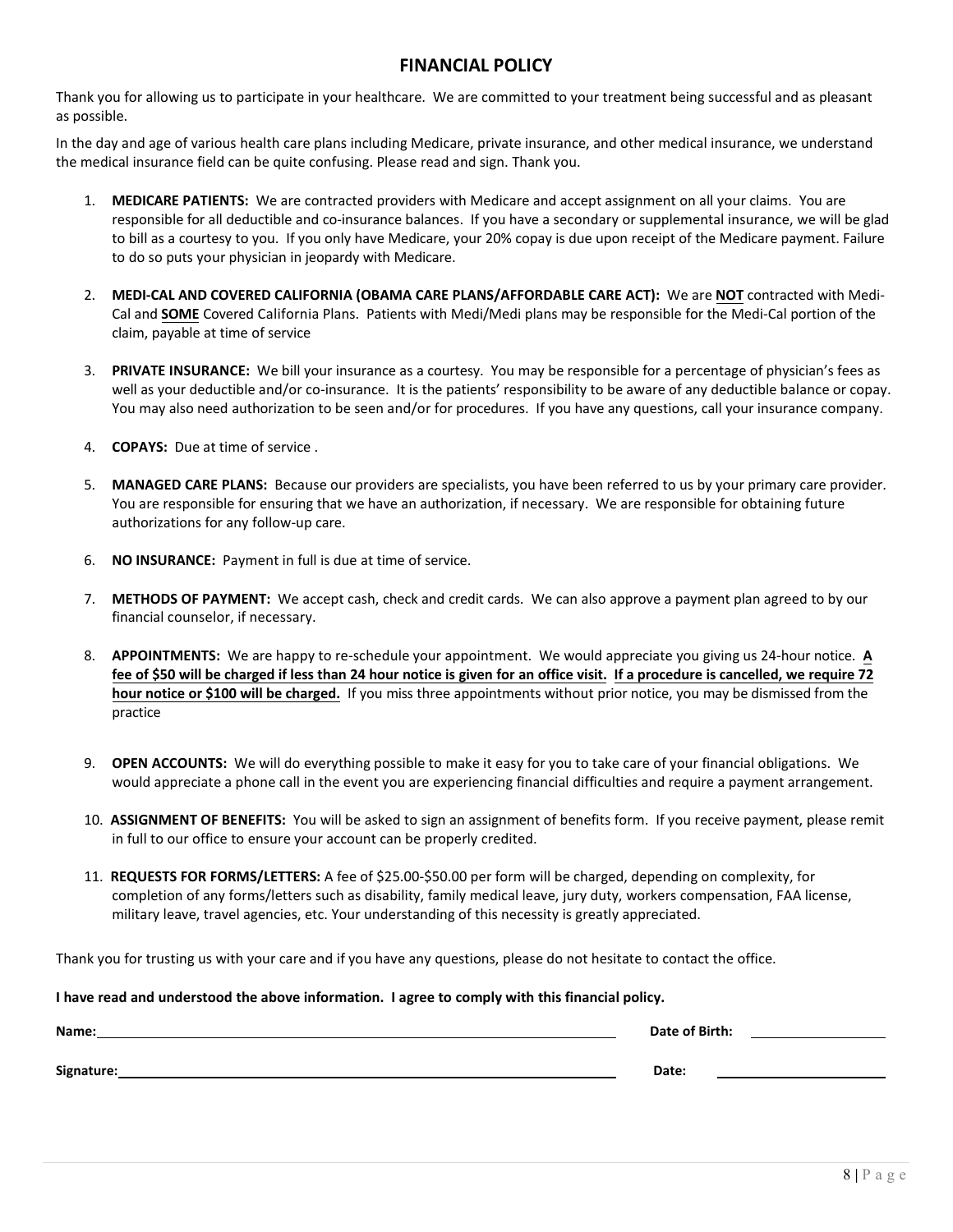## FINANCIAL POLICY

Thank you for allowing us to participate in your healthcare. We are committed to your treatment being successful and as pleasant as possible.

In the day and age of various health care plans including Medicare, private insurance, and other medical insurance, we understand the medical insurance field can be quite confusing. Please read and sign. Thank you.

1. **MEDICARE PATIENTS:** We are contracted providers with Medicare and accept assignment on all your claims. You are responsible for all deductible and co-insurance balances. If you have a secondary or supplemental insurance, we will be glad to bill as a courtesy to you. If you only have Medicare, your 20% copay is due upon receipt of the Medicare payment. Failure to do so puts your physician in jeopardy with Medicare.

2. **MEDI-CAL AND COVERED CALIFORNIA (OBAMA CARE PLANS/AFFORDABLE CARE ACT):** We are **NOT** contracted with Medi-Cal and **SOME** Covered California Plans. Patients with Medi/Medi plans may be responsible for the Medi-Cal portion of the claim, payable at time of service

3. **PRIVATE INSURANCE:** We bill your insurance as a courtesy. You may be responsible for a percentage of physician's fees as well as your deductible and/or co-insurance. It is the patients' responsibility to be aware of any deductible balance or copay. You may also need authorization to be seen and/or for procedures. If you have any questions, call your insurance company.

4. **COPAYS:** Due at time of service .

5. **MANAGED CARE PLANS:** Because our providers are specialists, you have been referred to us by your primary care provider. You are responsible for ensuring that we have an authorization, if necessary. We are responsible for obtaining future authorizations for any follow-up care.

6. **NO INSURANCE:** Payment in full is due at time of service.

7. **METHODS OF PAYMENT:** We accept cash, check and credit cards. We can also approve a payment plan agreed to by our financial counselor, if necessary.

8. **APPOINTMENTS:** We are happy to re-schedule your appointment. We would appreciate you giving us 24-hour notice. **A fee of $50 will be charged if less than 24 hour notice is given for an office visit. If a procedure is cancelled, we require 72 hour notice or $100 will be charged.** If you miss three appointments without prior notice, you may be dismissed from the practice

9. **OPEN ACCOUNTS:** We will do everything possible to make it easy for you to take care of your financial obligations. We would appreciate a phone call in the event you are experiencing financial difficulties and require a payment arrangement.

10. **ASSIGNMENT OF BENEFITS:** You will be asked to sign an assignment of benefits form. If you receive payment, please remit in full to our office to ensure your account can be properly credited.

11. **REQUESTS FOR FORMS/LETTERS:** A fee of $25.00-$50.00 per form will be charged, depending on complexity, for completion of any forms/letters such as disability, family medical leave, jury duty, workers compensation, FAA license, military leave, travel agencies, etc. Your understanding of this necessity is greatly appreciated.

Thank you for trusting us with your care and if you have any questions, please do not hesitate to contact the office.

**I have read and understood the above information. I agree to comply with this financial policy.**

**Name:** ______________________________ **Date of Birth:** ______________

**Signature:** ______________________________ **Date:** ______________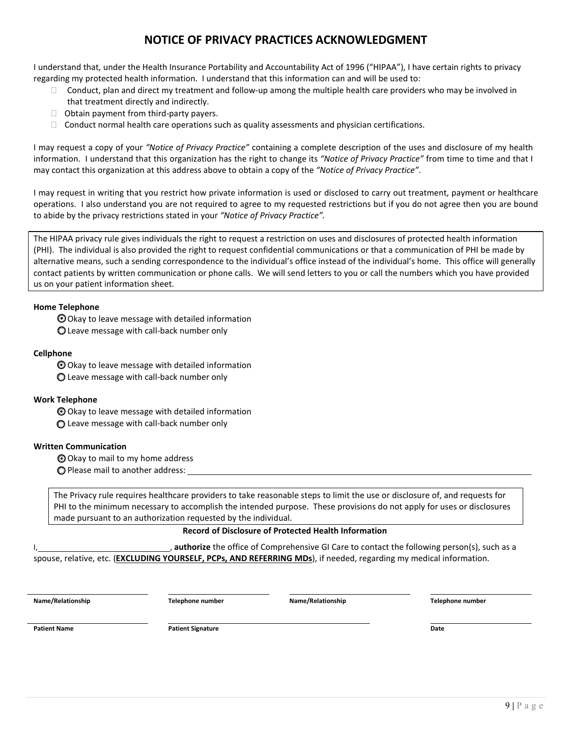# NOTICE OF PRIVACY PRACTICES ACKNOWLEDGMENT

I understand that, under the Health Insurance Portability and Accountability Act of 1996 ("HIPAA"), I have certain rights to privacy regarding my protected health information. I understand that this information can and will be used to:

- Conduct, plan and direct my treatment and follow-up among the multiple health care providers who may be involved in that treatment directly and indirectly.
- Obtain payment from third-party payers.
- Conduct normal health care operations such as quality assessments and physician certifications.

I may request a copy of your *"Notice of Privacy Practice"* containing a complete description of the uses and disclosure of my health information. I understand that this organization has the right to change its *"Notice of Privacy Practice"* from time to time and that I may contact this organization at this address above to obtain a copy of the *"Notice of Privacy Practice"*.

I may request in writing that you restrict how private information is used or disclosed to carry out treatment, payment or healthcare operations. I also understand you are not required to agree to my requested restrictions but if you do not agree then you are bound to abide by the privacy restrictions stated in your *"Notice of Privacy Practice".*

The HIPAA privacy rule gives individuals the right to request a restriction on uses and disclosures of protected health information (PHI). The individual is also provided the right to request confidential communications or that a communication of PHI be made by alternative means, such a sending correspondence to the individual's office instead of the individual's home. This office will generally contact patients by written communication or phone calls. We will send letters to you or call the numbers which you have provided us on your patient information sheet.

**Home Telephone**

- ◉ Okay to leave message with detailed information
- ○ Leave message with call-back number only

**Cellphone**

- ◉ Okay to leave message with detailed information
- ○ Leave message with call-back number only

**Work Telephone**

- ◉ Okay to leave message with detailed information
- ○ Leave message with call-back number only

**Written Communication**

- ◉ Okay to mail to my home address
- ○ Please mail to another address: ______________________________

The Privacy rule requires healthcare providers to take reasonable steps to limit the use or disclosure of, and requests for PHI to the minimum necessary to accomplish the intended purpose. These provisions do not apply for uses or disclosures made pursuant to an authorization requested by the individual.

**Record of Disclosure of Protected Health Information**

I, ____________________________, **authorize** the office of Comprehensive GI Care to contact the following person(s), such as a spouse, relative, etc. (**EXCLUDING YOURSELF, PCPs, AND REFERRING MDs**), if needed, regarding my medical information.

| **Name/Relationship** | **Telephone number** | **Name/Relationship** | **Telephone number** |
|---|---|---|---|
| | | | |

| **Patient Name** | **Patient Signature** | **Date** |
|---|---|---|
| | | |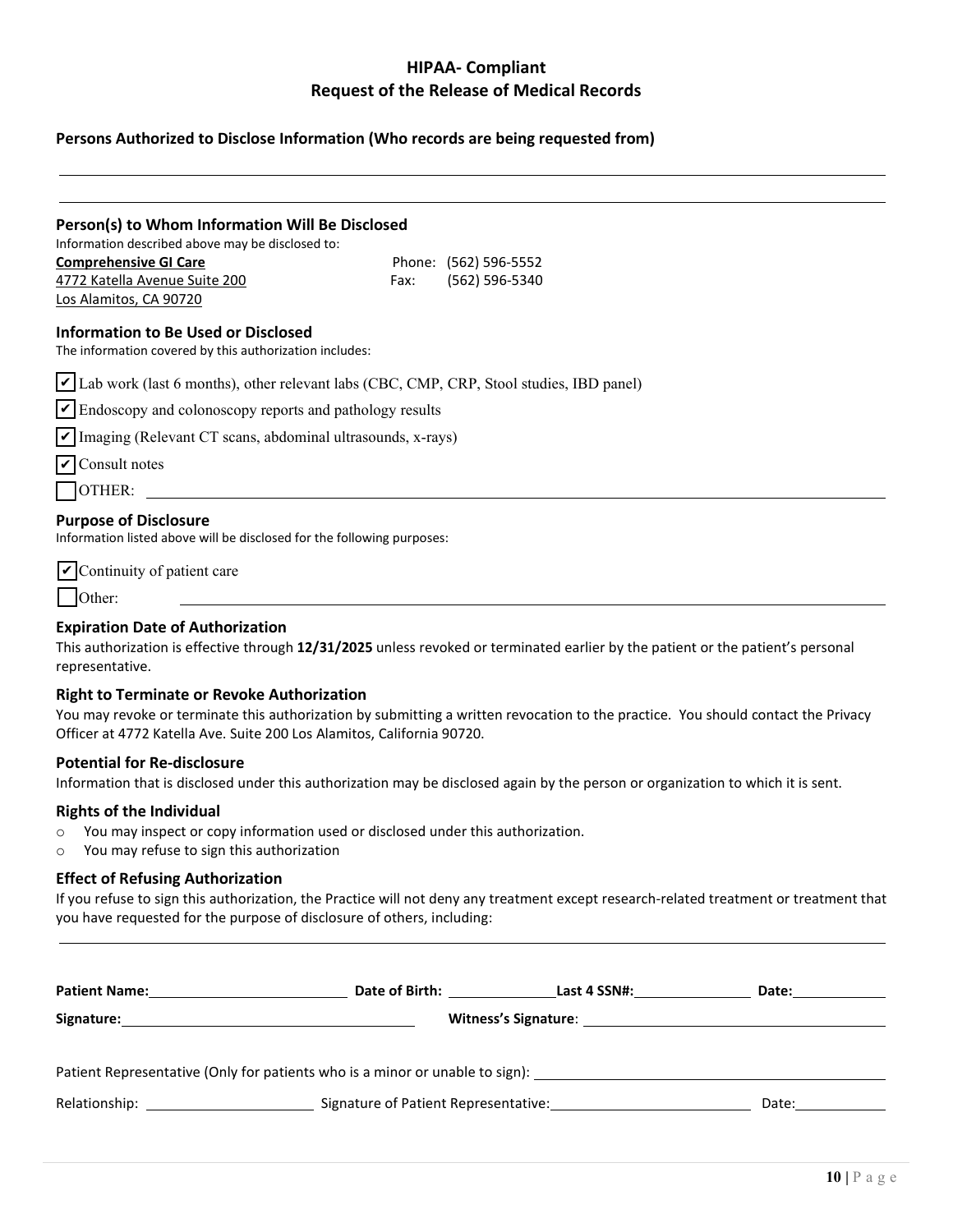# HIPAA- Compliant
# Request of the Release of Medical Records

**Persons Authorized to Disclose Information (Who records are being requested from)**

\_\_\_\_\_\_\_\_\_\_\_\_\_\_\_\_\_\_\_\_\_\_\_\_\_\_\_\_\_\_\_\_\_\_\_\_\_\_\_\_\_\_\_\_\_\_\_\_\_\_\_\_\_\_\_\_\_\_\_\_

\_\_\_\_\_\_\_\_\_\_\_\_\_\_\_\_\_\_\_\_\_\_\_\_\_\_\_\_\_\_\_\_\_\_\_\_\_\_\_\_\_\_\_\_\_\_\_\_\_\_\_\_\_\_\_\_\_\_\_\_

**Person(s) to Whom Information Will Be Disclosed**

Information described above may be disclosed to:

**Comprehensive GI Care**
4772 Katella Avenue Suite 200
Los Alamitos, CA 90720

Phone: (562) 596-5552
Fax: (562) 596-5340

**Information to Be Used or Disclosed**

The information covered by this authorization includes:

- ☑ Lab work (last 6 months), other relevant labs (CBC, CMP, CRP, Stool studies, IBD panel)
- ☑ Endoscopy and colonoscopy reports and pathology results
- ☑ Imaging (Relevant CT scans, abdominal ultrasounds, x-rays)
- ☑ Consult notes
- ☐ OTHER: \_\_\_\_\_\_\_\_\_\_\_\_\_\_\_\_\_\_\_\_\_\_\_\_\_\_\_\_

**Purpose of Disclosure**

Information listed above will be disclosed for the following purposes:

- ☑ Continuity of patient care
- ☐ Other: \_\_\_\_\_\_\_\_\_\_\_\_\_\_\_\_\_\_\_\_\_\_\_\_\_\_\_\_

**Expiration Date of Authorization**

This authorization is effective through **12/31/2025** unless revoked or terminated earlier by the patient or the patient's personal representative.

**Right to Terminate or Revoke Authorization**

You may revoke or terminate this authorization by submitting a written revocation to the practice. You should contact the Privacy Officer at 4772 Katella Ave. Suite 200 Los Alamitos, California 90720.

**Potential for Re-disclosure**

Information that is disclosed under this authorization may be disclosed again by the person or organization to which it is sent.

**Rights of the Individual**

- You may inspect or copy information used or disclosed under this authorization.
- You may refuse to sign this authorization

**Effect of Refusing Authorization**

If you refuse to sign this authorization, the Practice will not deny any treatment except research-related treatment or treatment that you have requested for the purpose of disclosure of others, including:

\_\_\_\_\_\_\_\_\_\_\_\_\_\_\_\_\_\_\_\_\_\_\_\_\_\_\_\_\_\_\_\_\_\_\_\_\_\_\_\_\_\_\_\_\_\_\_\_\_\_\_\_\_\_\_\_\_\_\_\_

**Patient Name:** \_\_\_\_\_\_\_\_\_\_\_\_\_\_\_\_ **Date of Birth:** \_\_\_\_\_\_\_\_\_\_ **Last 4 SSN#:** \_\_\_\_\_\_\_\_\_\_ **Date:** \_\_\_\_\_\_\_\_\_\_

**Signature:** \_\_\_\_\_\_\_\_\_\_\_\_\_\_\_\_\_\_\_\_\_\_\_\_ **Witness's Signature**: \_\_\_\_\_\_\_\_\_\_\_\_\_\_\_\_\_\_\_\_\_\_\_\_

Patient Representative (Only for patients who is a minor or unable to sign): \_\_\_\_\_\_\_\_\_\_\_\_\_\_\_\_\_\_\_\_\_\_\_\_

Relationship: \_\_\_\_\_\_\_\_\_\_\_\_\_\_ Signature of Patient Representative: \_\_\_\_\_\_\_\_\_\_\_\_\_\_\_\_ Date: \_\_\_\_\_\_\_\_\_\_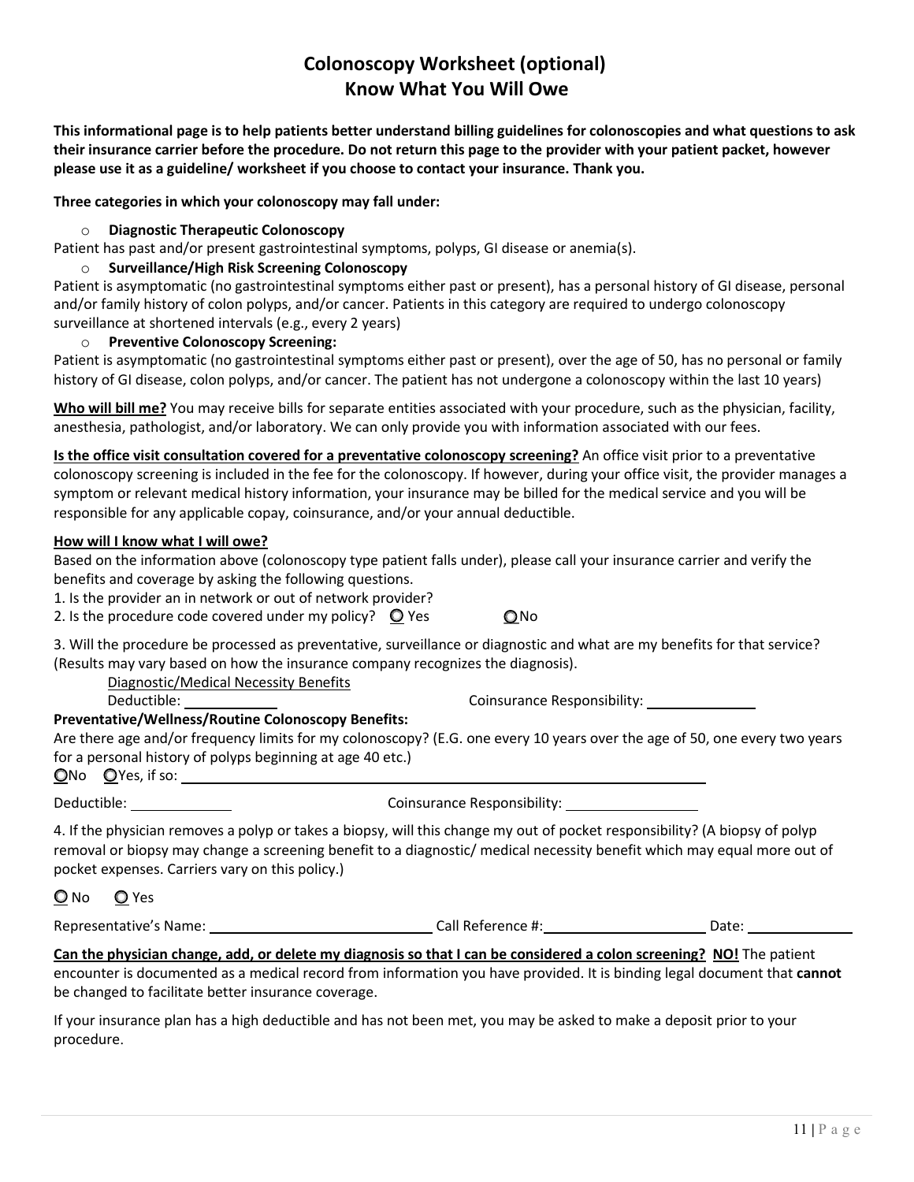# Colonoscopy Worksheet (optional)
# Know What You Will Owe

**This informational page is to help patients better understand billing guidelines for colonoscopies and what questions to ask their insurance carrier before the procedure. Do not return this page to the provider with your patient packet, however please use it as a guideline/ worksheet if you choose to contact your insurance. Thank you.**

**Three categories in which your colonoscopy may fall under:**

- **Diagnostic Therapeutic Colonoscopy**

Patient has past and/or present gastrointestinal symptoms, polyps, GI disease or anemia(s).

- **Surveillance/High Risk Screening Colonoscopy**

Patient is asymptomatic (no gastrointestinal symptoms either past or present), has a personal history of GI disease, personal and/or family history of colon polyps, and/or cancer. Patients in this category are required to undergo colonoscopy surveillance at shortened intervals (e.g., every 2 years)

- **Preventive Colonoscopy Screening:**

Patient is asymptomatic (no gastrointestinal symptoms either past or present), over the age of 50, has no personal or family history of GI disease, colon polyps, and/or cancer. The patient has not undergone a colonoscopy within the last 10 years)

**Who will bill me?** You may receive bills for separate entities associated with your procedure, such as the physician, facility, anesthesia, pathologist, and/or laboratory. We can only provide you with information associated with our fees.

**Is the office visit consultation covered for a preventative colonoscopy screening?** An office visit prior to a preventative colonoscopy screening is included in the fee for the colonoscopy. If however, during your office visit, the provider manages a symptom or relevant medical history information, your insurance may be billed for the medical service and you will be responsible for any applicable copay, coinsurance, and/or your annual deductible.

**How will I know what I will owe?**

Based on the information above (colonoscopy type patient falls under), please call your insurance carrier and verify the benefits and coverage by asking the following questions.

1. Is the provider an in network or out of network provider?
2. Is the procedure code covered under my policy? ○ Yes ○ No

3. Will the procedure be processed as preventative, surveillance or diagnostic and what are my benefits for that service? (Results may vary based on how the insurance company recognizes the diagnosis).

Diagnostic/Medical Necessity Benefits

Deductible: ____________ Coinsurance Responsibility: ______________

**Preventative/Wellness/Routine Colonoscopy Benefits:**

Are there age and/or frequency limits for my colonoscopy? (E.G. one every 10 years over the age of 50, one every two years for a personal history of polyps beginning at age 40 etc.)

○ No ○ Yes, if so: ________________________________________________

Deductible: ____________ Coinsurance Responsibility: ________________

4. If the physician removes a polyp or takes a biopsy, will this change my out of pocket responsibility? (A biopsy of polyp removal or biopsy may change a screening benefit to a diagnostic/ medical necessity benefit which may equal more out of pocket expenses. Carriers vary on this policy.)

○ No ○ Yes

Representative's Name: ____________________________ Call Reference #: ____________________ Date: ______________

**Can the physician change, add, or delete my diagnosis so that I can be considered a colon screening? NO!** The patient encounter is documented as a medical record from information you have provided. It is binding legal document that **cannot** be changed to facilitate better insurance coverage.

If your insurance plan has a high deductible and has not been met, you may be asked to make a deposit prior to your procedure.